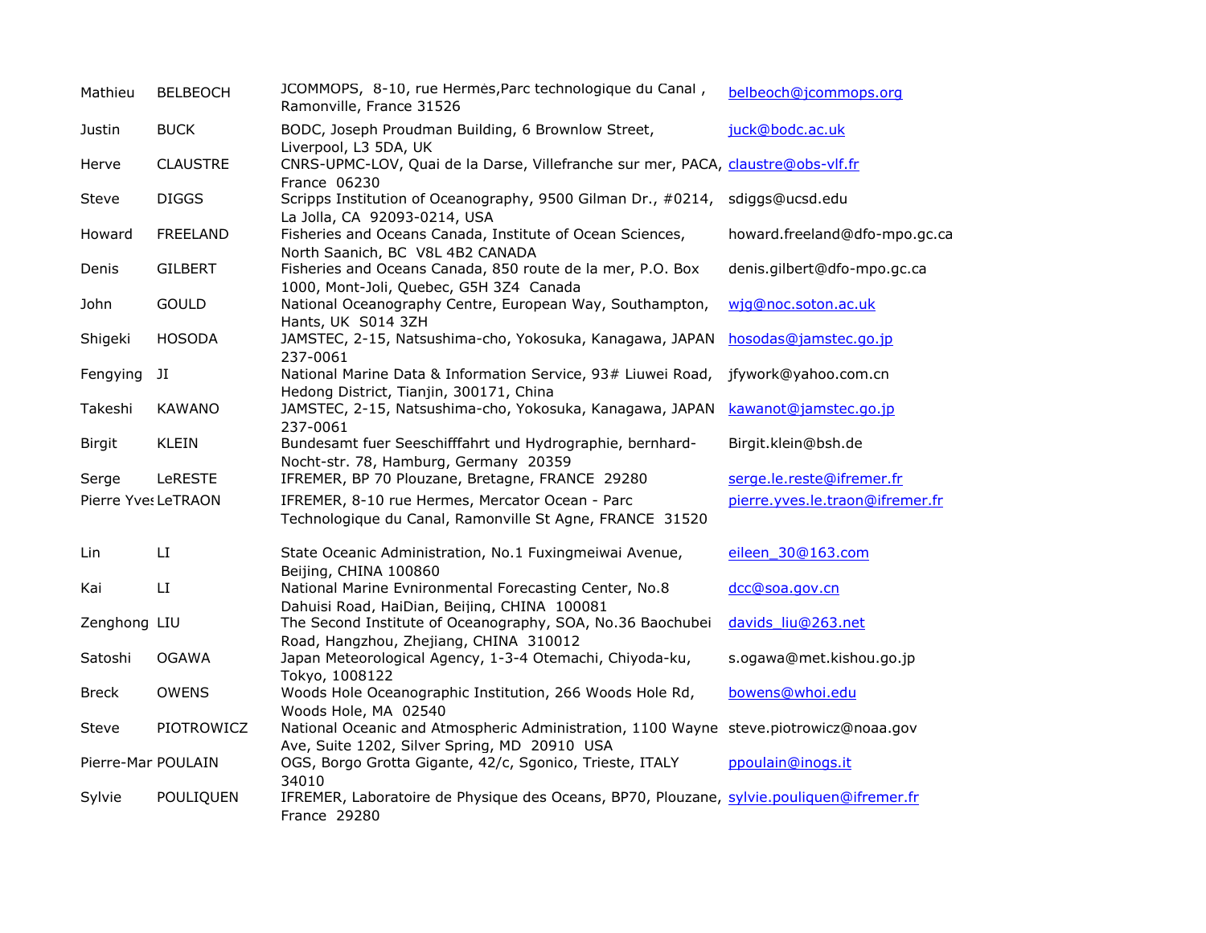| | | | |
|---|---|---|---|
| Mathieu | BELBEOCH | JCOMMOPS, 8-10, rue Hermès,Parc technologique du Canal , Ramonville, France 31526 | belbeoch@jcommops.org |
| Justin | BUCK | BODC, Joseph Proudman Building, 6 Brownlow Street, Liverpool, L3 5DA, UK | juck@bodc.ac.uk |
| Herve | CLAUSTRE | CNRS-UPMC-LOV, Quai de la Darse, Villefranche sur mer, PACA, France 06230 | claustre@obs-vlf.fr |
| Steve | DIGGS | Scripps Institution of Oceanography, 9500 Gilman Dr., #0214, La Jolla, CA 92093-0214, USA | sdiggs@ucsd.edu |
| Howard | FREELAND | Fisheries and Oceans Canada, Institute of Ocean Sciences, North Saanich, BC V8L 4B2 CANADA | howard.freeland@dfo-mpo.gc.ca |
| Denis | GILBERT | Fisheries and Oceans Canada, 850 route de la mer, P.O. Box 1000, Mont-Joli, Quebec, G5H 3Z4 Canada | denis.gilbert@dfo-mpo.gc.ca |
| John | GOULD | National Oceanography Centre, European Way, Southampton, Hants, UK S014 3ZH | wjg@noc.soton.ac.uk |
| Shigeki | HOSODA | JAMSTEC, 2-15, Natsushima-cho, Yokosuka, Kanagawa, JAPAN 237-0061 | hosodas@jamstec.go.jp |
| Fengying | JI | National Marine Data & Information Service, 93# Liuwei Road, Hedong District, Tianjin, 300171, China | jfywork@yahoo.com.cn |
| Takeshi | KAWANO | JAMSTEC, 2-15, Natsushima-cho, Yokosuka, Kanagawa, JAPAN 237-0061 | kawanot@jamstec.go.jp |
| Birgit | KLEIN | Bundesamt fuer Seeschifffahrt und Hydrographie, bernhard-Nocht-str. 78, Hamburg, Germany 20359 | Birgit.klein@bsh.de |
| Serge | LeRESTE | IFREMER, BP 70 Plouzane, Bretagne, FRANCE 29280 | serge.le.reste@ifremer.fr |
| Pierre Yves | LeTRAON | IFREMER, 8-10 rue Hermes, Mercator Ocean - Parc Technologique du Canal, Ramonville St Agne, FRANCE 31520 | pierre.yves.le.traon@ifremer.fr |
| Lin | LI | State Oceanic Administration, No.1 Fuxingmeiwai Avenue, Beijing, CHINA 100860 | eileen_30@163.com |
| Kai | LI | National Marine Evnironmental Forecasting Center, No.8 Dahuisi Road, HaiDian, Beijing, CHINA 100081 | dcc@soa.gov.cn |
| Zenghong | LIU | The Second Institute of Oceanography, SOA, No.36 Baochubei Road, Hangzhou, Zhejiang, CHINA 310012 | davids_liu@263.net |
| Satoshi | OGAWA | Japan Meteorological Agency, 1-3-4 Otemachi, Chiyoda-ku, Tokyo, 1008122 | s.ogawa@met.kishou.go.jp |
| Breck | OWENS | Woods Hole Oceanographic Institution, 266 Woods Hole Rd, Woods Hole, MA 02540 | bowens@whoi.edu |
| Steve | PIOTROWICZ | National Oceanic and Atmospheric Administration, 1100 Wayne Ave, Suite 1202, Silver Spring, MD 20910 USA | steve.piotrowicz@noaa.gov |
| Pierre-Mar | POULAIN | OGS, Borgo Grotta Gigante, 42/c, Sgonico, Trieste, ITALY 34010 | ppoulain@inogs.it |
| Sylvie | POULIQUEN | IFREMER, Laboratoire de Physique des Oceans, BP70, Plouzane, France 29280 | sylvie.pouliquen@ifremer.fr |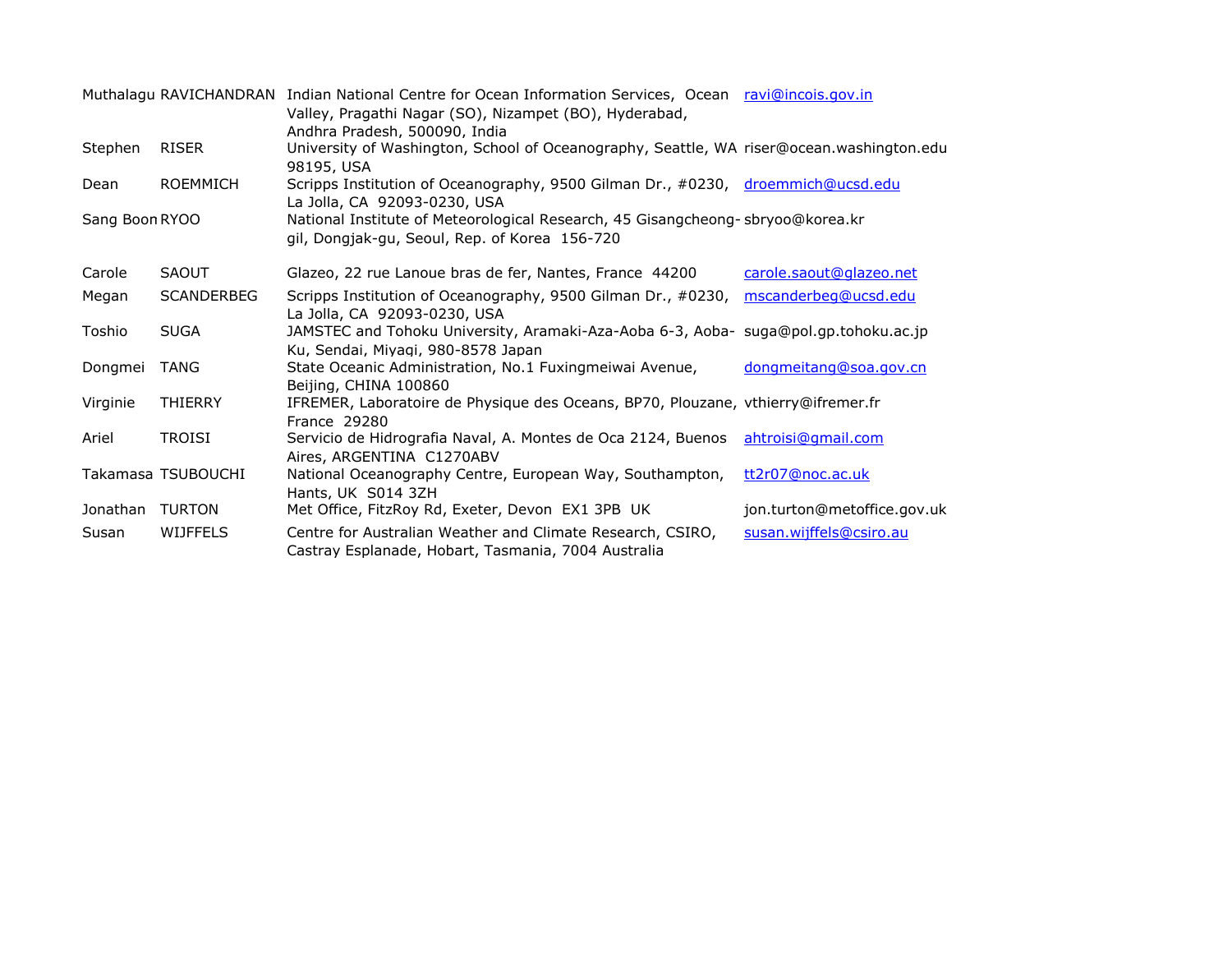| | | | |
|---|---|---|---|
| Muthalagu | RAVICHANDRAN | Indian National Centre for Ocean Information Services, Ocean Valley, Pragathi Nagar (SO), Nizampet (BO), Hyderabad, Andhra Pradesh, 500090, India | ravi@incois.gov.in |
| Stephen | RISER | University of Washington, School of Oceanography, Seattle, WA 98195, USA | riser@ocean.washington.edu |
| Dean | ROEMMICH | Scripps Institution of Oceanography, 9500 Gilman Dr., #0230, La Jolla, CA 92093-0230, USA | droemmich@ucsd.edu |
| Sang Boon | RYOO | National Institute of Meteorological Research, 45 Gisangcheong-gil, Dongjak-gu, Seoul, Rep. of Korea 156-720 | sbryoo@korea.kr |
| Carole | SAOUT | Glazeo, 22 rue Lanoue bras de fer, Nantes, France 44200 | carole.saout@glazeo.net |
| Megan | SCANDERBEG | Scripps Institution of Oceanography, 9500 Gilman Dr., #0230, La Jolla, CA 92093-0230, USA | mscanderbeg@ucsd.edu |
| Toshio | SUGA | JAMSTEC and Tohoku University, Aramaki-Aza-Aoba 6-3, Aoba-Ku, Sendai, Miyagi, 980-8578 Japan | suga@pol.gp.tohoku.ac.jp |
| Dongmei | TANG | State Oceanic Administration, No.1 Fuxingmeiwai Avenue, Beijing, CHINA 100860 | dongmeitang@soa.gov.cn |
| Virginie | THIERRY | IFREMER, Laboratoire de Physique des Oceans, BP70, Plouzane, France 29280 | vthierry@ifremer.fr |
| Ariel | TROISI | Servicio de Hidrografia Naval, A. Montes de Oca 2124, Buenos Aires, ARGENTINA C1270ABV | ahtroisi@gmail.com |
| Takamasa | TSUBOUCHI | National Oceanography Centre, European Way, Southampton, Hants, UK S014 3ZH | tt2r07@noc.ac.uk |
| Jonathan | TURTON | Met Office, FitzRoy Rd, Exeter, Devon EX1 3PB UK | jon.turton@metoffice.gov.uk |
| Susan | WIJFFELS | Centre for Australian Weather and Climate Research, CSIRO, Castray Esplanade, Hobart, Tasmania, 7004 Australia | susan.wijffels@csiro.au |